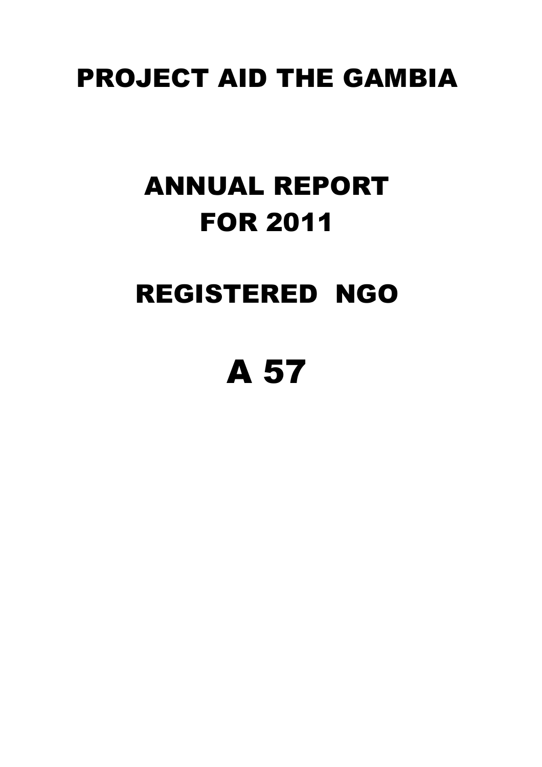# PROJECT AID THE GAMBIA

## ANNUAL REPORT FOR 2011

## REGISTERED NGO

# A 57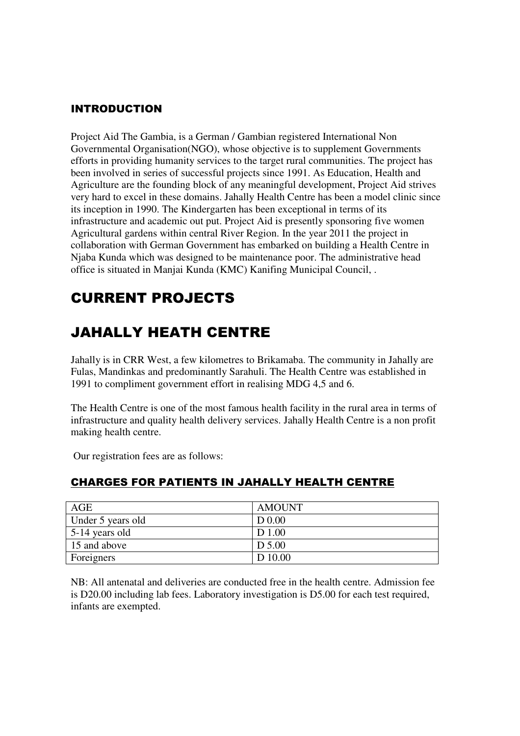## INTRODUCTION

Project Aid The Gambia, is a German / Gambian registered International Non Governmental Organisation(NGO), whose objective is to supplement Governments efforts in providing humanity services to the target rural communities. The project has been involved in series of successful projects since 1991. As Education, Health and Agriculture are the founding block of any meaningful development, Project Aid strives very hard to excel in these domains. Jahally Health Centre has been a model clinic since its inception in 1990. The Kindergarten has been exceptional in terms of its infrastructure and academic out put. Project Aid is presently sponsoring five women Agricultural gardens within central River Region. In the year 2011 the project in collaboration with German Government has embarked on building a Health Centre in Njaba Kunda which was designed to be maintenance poor. The administrative head office is situated in Manjai Kunda (KMC) Kanifing Municipal Council, .

# CURRENT PROJECTS

# JAHALLY HEATH CENTRE

Jahally is in CRR West, a few kilometres to Brikamaba. The community in Jahally are Fulas, Mandinkas and predominantly Sarahuli. The Health Centre was established in 1991 to compliment government effort in realising MDG 4,5 and 6.

The Health Centre is one of the most famous health facility in the rural area in terms of infrastructure and quality health delivery services. Jahally Health Centre is a non profit making health centre.

Our registration fees are as follows:

### CHARGES FOR PATIENTS IN JAHALLY HEALTH CENTRE

| AGE | AMOUNT |
|---|---|
| Under 5 years old | D 0.00 |
| 5-14 years old | D 1.00 |
| 15 and above | D 5.00 |
| Foreigners | D 10.00 |

NB: All antenatal and deliveries are conducted free in the health centre. Admission fee is D20.00 including lab fees. Laboratory investigation is D5.00 for each test required, infants are exempted.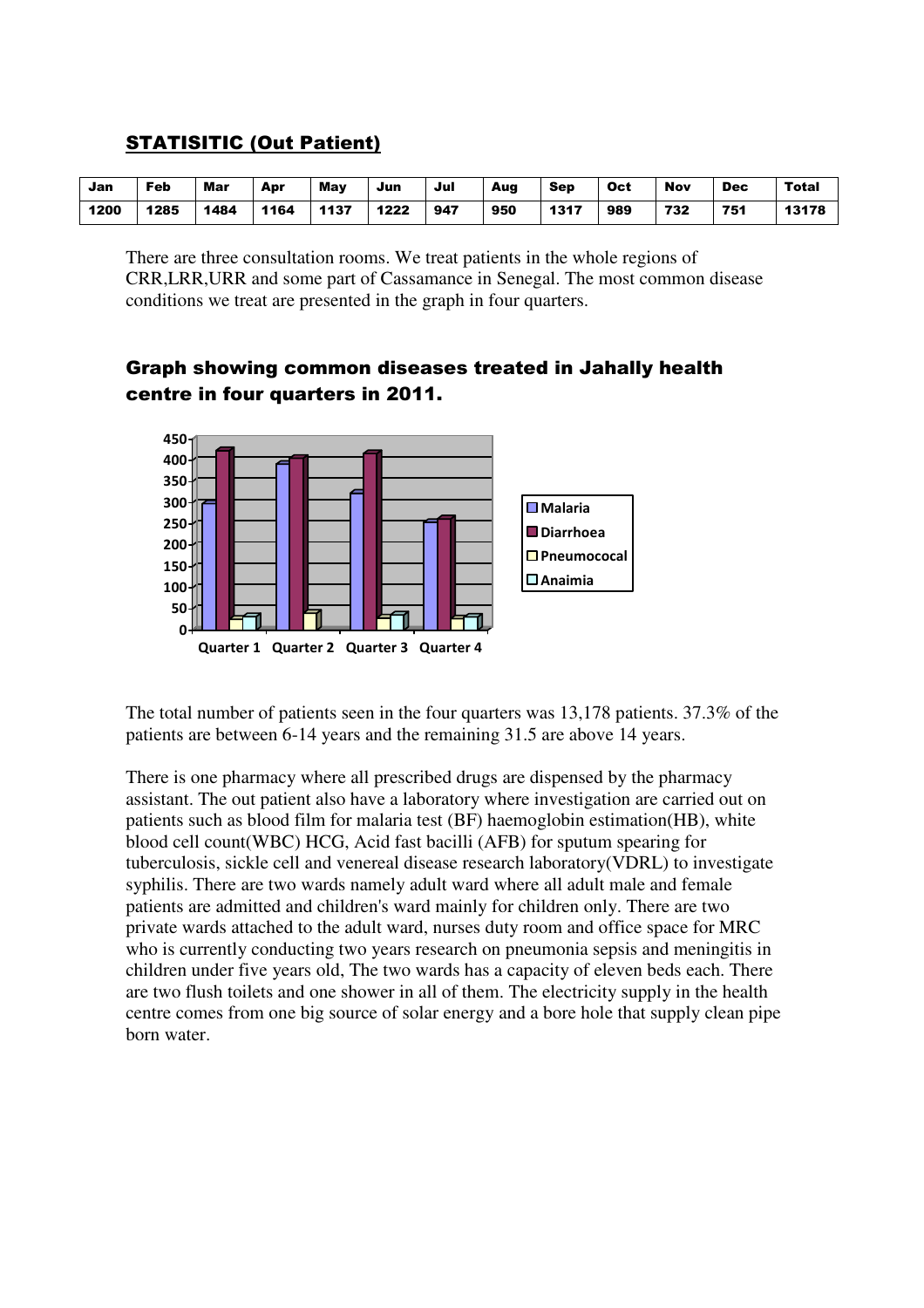## STATISITIC (Out Patient)

| Jan | Feb | Mar | Apr | May | Jun | Jul | Aug | Sep | Oct | Nov | Dec | Total |
|---|---|---|---|---|---|---|---|---|---|---|---|---|
| 1200 | 1285 | 1484 | 1164 | 1137 | 1222 | 947 | 950 | 1317 | 989 | 732 | 751 | 13178 |

There are three consultation rooms. We treat patients in the whole regions of CRR,LRR,URR and some part of Cassamance in Senegal. The most common disease conditions we treat are presented in the graph in four quarters.

### Graph showing common diseases treated in Jahally health centre in four quarters in 2011.

The total number of patients seen in the four quarters was 13,178 patients. 37.3% of the patients are between 6-14 years and the remaining 31.5 are above 14 years.

There is one pharmacy where all prescribed drugs are dispensed by the pharmacy assistant. The out patient also have a laboratory where investigation are carried out on patients such as blood film for malaria test (BF) haemoglobin estimation(HB), white blood cell count(WBC) HCG, Acid fast bacilli (AFB) for sputum spearing for tuberculosis, sickle cell and venereal disease research laboratory(VDRL) to investigate syphilis. There are two wards namely adult ward where all adult male and female patients are admitted and children's ward mainly for children only. There are two private wards attached to the adult ward, nurses duty room and office space for MRC who is currently conducting two years research on pneumonia sepsis and meningitis in children under five years old, The two wards has a capacity of eleven beds each. There are two flush toilets and one shower in all of them. The electricity supply in the health centre comes from one big source of solar energy and a bore hole that supply clean pipe born water.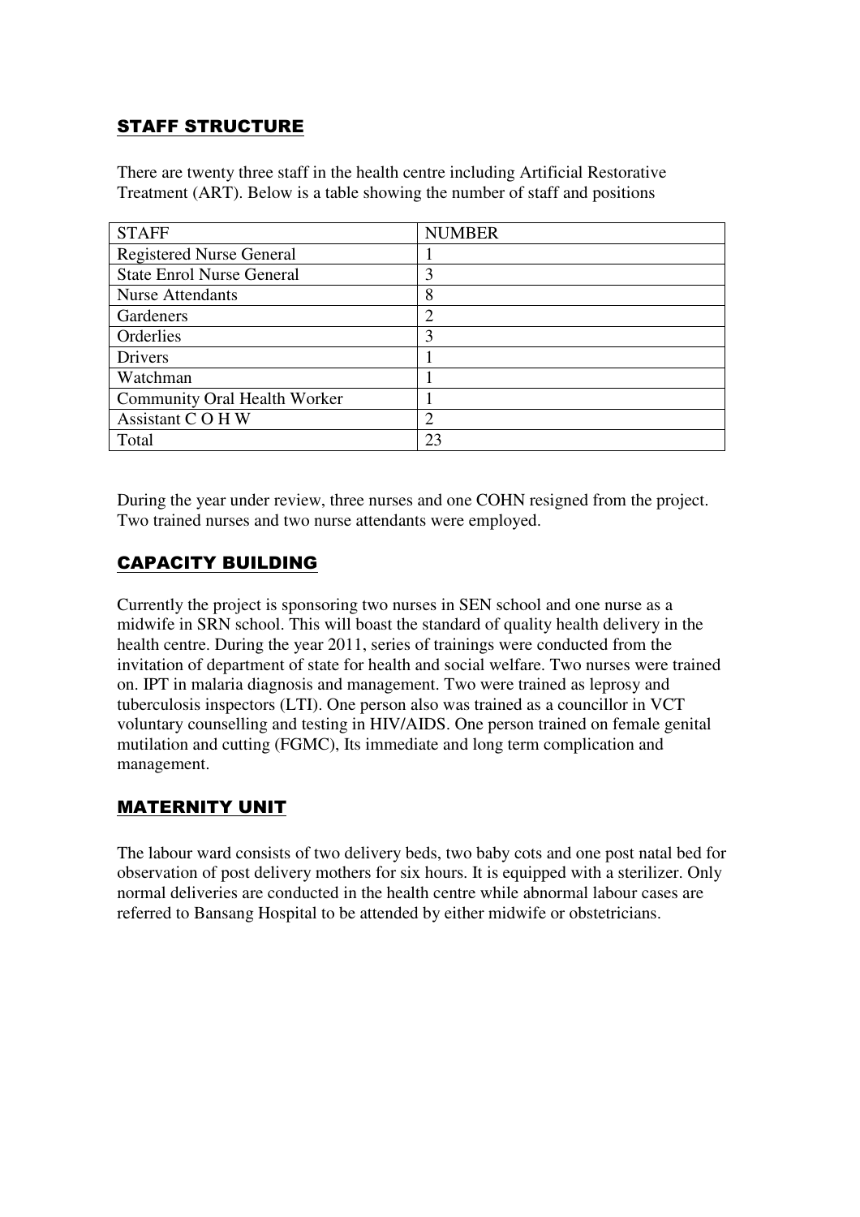## STAFF STRUCTURE

There are twenty three staff in the health centre including Artificial Restorative Treatment (ART). Below is a table showing the number of staff and positions

| STAFF | NUMBER |
|---|---|
| Registered Nurse General | 1 |
| State Enrol Nurse General | 3 |
| Nurse Attendants | 8 |
| Gardeners | 2 |
| Orderlies | 3 |
| Drivers | 1 |
| Watchman | 1 |
| Community Oral Health Worker | 1 |
| Assistant C O H W | 2 |
| Total | 23 |

During the year under review, three nurses and one COHN resigned from the project. Two trained nurses and two nurse attendants were employed.

## CAPACITY BUILDING

Currently the project is sponsoring two nurses in SEN school and one nurse as a midwife in SRN school. This will boast the standard of quality health delivery in the health centre. During the year 2011, series of trainings were conducted from the invitation of department of state for health and social welfare. Two nurses were trained on. IPT in malaria diagnosis and management. Two were trained as leprosy and tuberculosis inspectors (LTI). One person also was trained as a councillor in VCT voluntary counselling and testing in HIV/AIDS. One person trained on female genital mutilation and cutting (FGMC), Its immediate and long term complication and management.

## MATERNITY UNIT

The labour ward consists of two delivery beds, two baby cots and one post natal bed for observation of post delivery mothers for six hours. It is equipped with a sterilizer. Only normal deliveries are conducted in the health centre while abnormal labour cases are referred to Bansang Hospital to be attended by either midwife or obstetricians.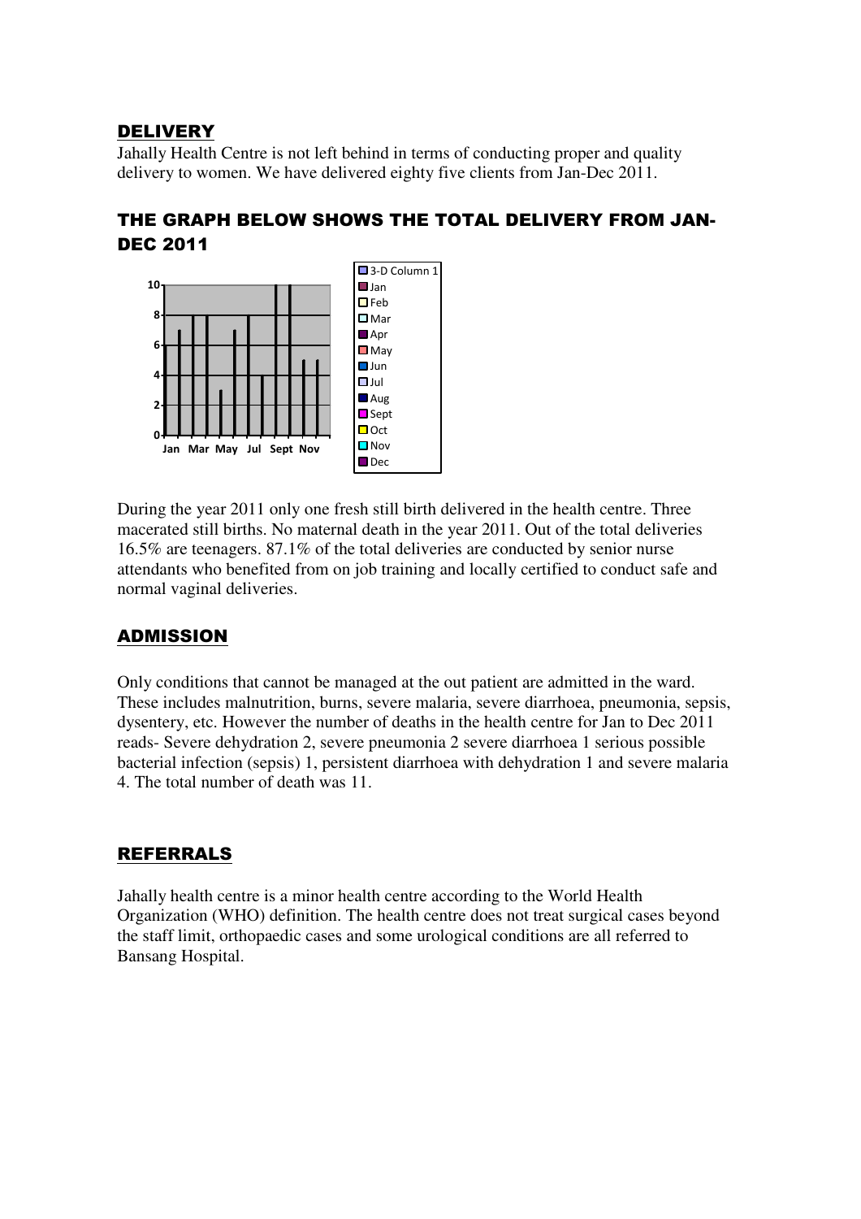## DELIVERY

Jahally Health Centre is not left behind in terms of conducting proper and quality delivery to women. We have delivered eighty five clients from Jan-Dec 2011.

## THE GRAPH BELOW SHOWS THE TOTAL DELIVERY FROM JAN-DEC 2011

During the year 2011 only one fresh still birth delivered in the health centre. Three macerated still births. No maternal death in the year 2011. Out of the total deliveries 16.5% are teenagers. 87.1% of the total deliveries are conducted by senior nurse attendants who benefited from on job training and locally certified to conduct safe and normal vaginal deliveries.

## ADMISSION

Only conditions that cannot be managed at the out patient are admitted in the ward. These includes malnutrition, burns, severe malaria, severe diarrhoea, pneumonia, sepsis, dysentery, etc. However the number of deaths in the health centre for Jan to Dec 2011 reads- Severe dehydration 2, severe pneumonia 2 severe diarrhoea 1 serious possible bacterial infection (sepsis) 1, persistent diarrhoea with dehydration 1 and severe malaria 4. The total number of death was 11.

## REFERRALS

Jahally health centre is a minor health centre according to the World Health Organization (WHO) definition. The health centre does not treat surgical cases beyond the staff limit, orthopaedic cases and some urological conditions are all referred to Bansang Hospital.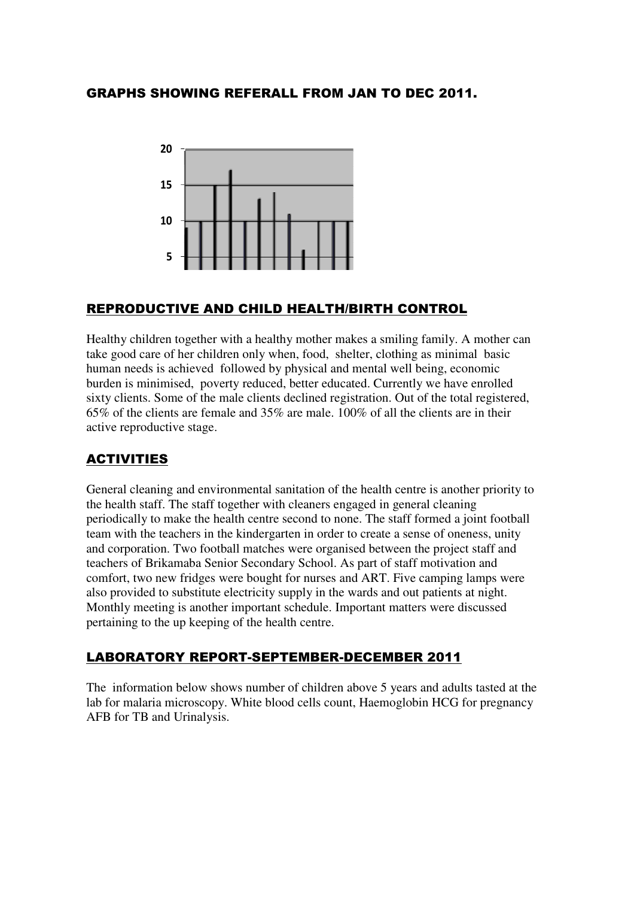## GRAPHS SHOWING REFERALL FROM JAN TO DEC 2011.

## REPRODUCTIVE AND CHILD HEALTH/BIRTH CONTROL

Healthy children together with a healthy mother makes a smiling family. A mother can take good care of her children only when, food, shelter, clothing as minimal basic human needs is achieved followed by physical and mental well being, economic burden is minimised, poverty reduced, better educated. Currently we have enrolled sixty clients. Some of the male clients declined registration. Out of the total registered, 65% of the clients are female and 35% are male. 100% of all the clients are in their active reproductive stage.

## ACTIVITIES

General cleaning and environmental sanitation of the health centre is another priority to the health staff. The staff together with cleaners engaged in general cleaning periodically to make the health centre second to none. The staff formed a joint football team with the teachers in the kindergarten in order to create a sense of oneness, unity and corporation. Two football matches were organised between the project staff and teachers of Brikamaba Senior Secondary School. As part of staff motivation and comfort, two new fridges were bought for nurses and ART. Five camping lamps were also provided to substitute electricity supply in the wards and out patients at night. Monthly meeting is another important schedule. Important matters were discussed pertaining to the up keeping of the health centre.

## LABORATORY REPORT-SEPTEMBER-DECEMBER 2011

The information below shows number of children above 5 years and adults tasted at the lab for malaria microscopy. White blood cells count, Haemoglobin HCG for pregnancy AFB for TB and Urinalysis.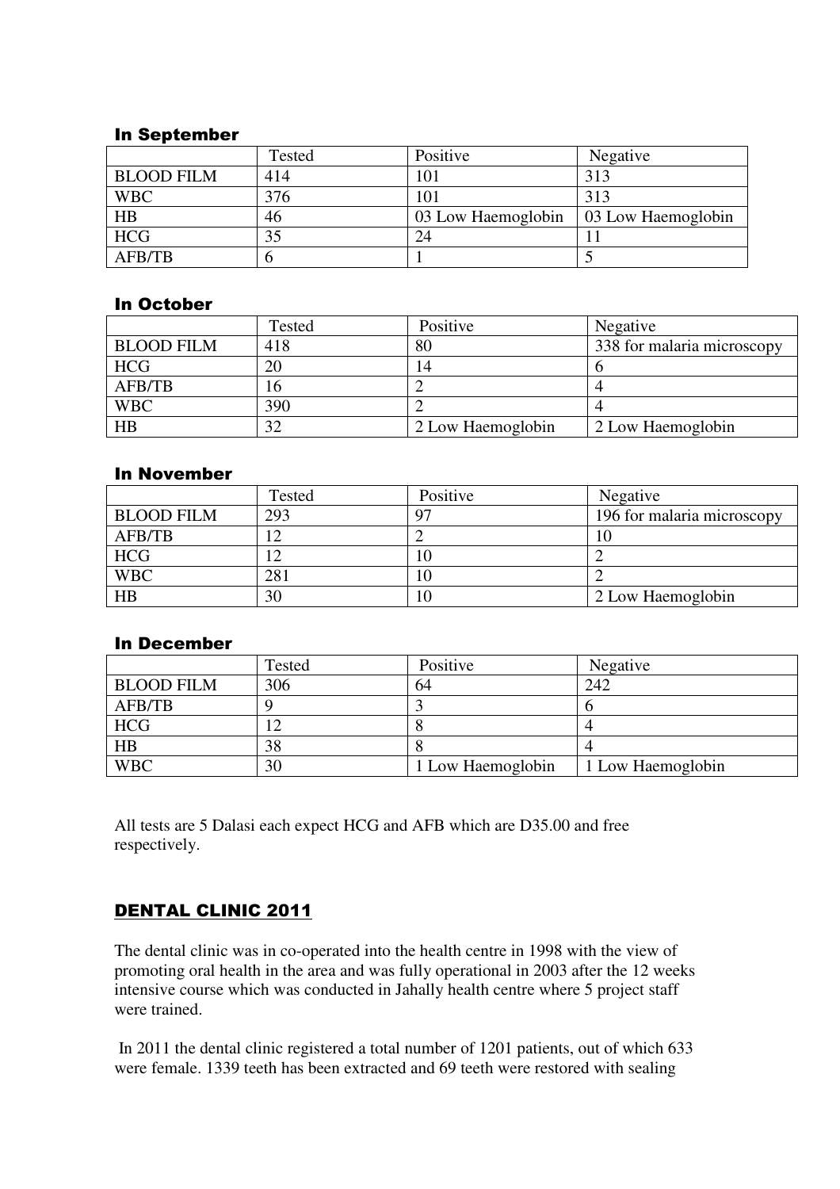### In September

| | Tested | Positive | Negative |
|---|---|---|---|
| BLOOD FILM | 414 | 101 | 313 |
| WBC | 376 | 101 | 313 |
| HB | 46 | 03 Low Haemoglobin | 03 Low Haemoglobin |
| HCG | 35 | 24 | 11 |
| AFB/TB | 6 | 1 | 5 |

### In October

| | Tested | Positive | Negative |
|---|---|---|---|
| BLOOD FILM | 418 | 80 | 338 for malaria microscopy |
| HCG | 20 | 14 | 6 |
| AFB/TB | 16 | 2 | 4 |
| WBC | 390 | 2 | 4 |
| HB | 32 | 2 Low Haemoglobin | 2 Low Haemoglobin |

### In November

| | Tested | Positive | Negative |
|---|---|---|---|
| BLOOD FILM | 293 | 97 | 196 for malaria microscopy |
| AFB/TB | 12 | 2 | 10 |
| HCG | 12 | 10 | 2 |
| WBC | 281 | 10 | 2 |
| HB | 30 | 10 | 2 Low Haemoglobin |

### In December

| | Tested | Positive | Negative |
|---|---|---|---|
| BLOOD FILM | 306 | 64 | 242 |
| AFB/TB | 9 | 3 | 6 |
| HCG | 12 | 8 | 4 |
| HB | 38 | 8 | 4 |
| WBC | 30 | 1 Low Haemoglobin | 1 Low Haemoglobin |

All tests are 5 Dalasi each expect HCG and AFB which are D35.00 and free respectively.

## DENTAL CLINIC 2011

The dental clinic was in co-operated into the health centre in 1998 with the view of promoting oral health in the area and was fully operational in 2003 after the 12 weeks intensive course which was conducted in Jahally health centre where 5 project staff were trained.

In 2011 the dental clinic registered a total number of 1201 patients, out of which 633 were female. 1339 teeth has been extracted and 69 teeth were restored with sealing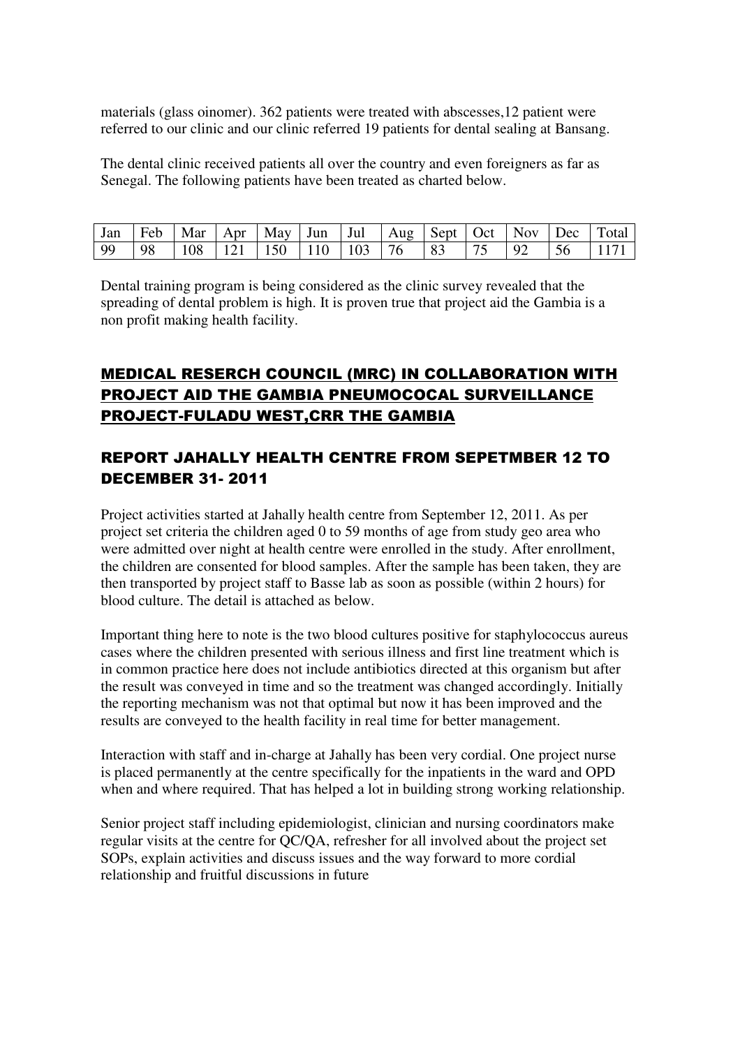materials (glass oinomer). 362 patients were treated with abscesses,12 patient were referred to our clinic and our clinic referred 19 patients for dental sealing at Bansang.

The dental clinic received patients all over the country and even foreigners as far as Senegal. The following patients have been treated as charted below.

| Jan | Feb | Mar | Apr | May | Jun | Jul | Aug | Sept | Oct | Nov | Dec | Total |
|---|---|---|---|---|---|---|---|---|---|---|---|---|
| 99 | 98 | 108 | 121 | 150 | 110 | 103 | 76 | 83 | 75 | 92 | 56 | 1171 |

Dental training program is being considered as the clinic survey revealed that the spreading of dental problem is high. It is proven true that project aid the Gambia is a non profit making health facility.

## MEDICAL RESERCH COUNCIL (MRC) IN COLLABORATION WITH PROJECT AID THE GAMBIA PNEUMOCOCAL SURVEILLANCE PROJECT-FULADU WEST,CRR THE GAMBIA

### REPORT JAHALLY HEALTH CENTRE FROM SEPETMBER 12 TO DECEMBER 31- 2011

Project activities started at Jahally health centre from September 12, 2011. As per project set criteria the children aged 0 to 59 months of age from study geo area who were admitted over night at health centre were enrolled in the study. After enrollment, the children are consented for blood samples. After the sample has been taken, they are then transported by project staff to Basse lab as soon as possible (within 2 hours) for blood culture. The detail is attached as below.

Important thing here to note is the two blood cultures positive for staphylococcus aureus cases where the children presented with serious illness and first line treatment which is in common practice here does not include antibiotics directed at this organism but after the result was conveyed in time and so the treatment was changed accordingly. Initially the reporting mechanism was not that optimal but now it has been improved and the results are conveyed to the health facility in real time for better management.

Interaction with staff and in-charge at Jahally has been very cordial. One project nurse is placed permanently at the centre specifically for the inpatients in the ward and OPD when and where required. That has helped a lot in building strong working relationship.

Senior project staff including epidemiologist, clinician and nursing coordinators make regular visits at the centre for QC/QA, refresher for all involved about the project set SOPs, explain activities and discuss issues and the way forward to more cordial relationship and fruitful discussions in future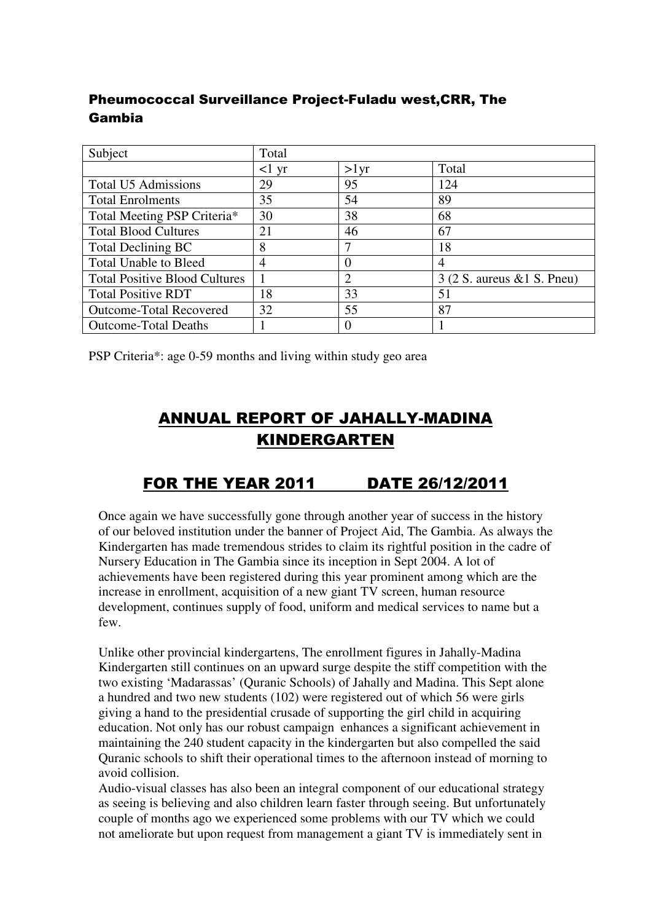## Pheumococcal Surveillance Project-Fuladu west,CRR, The Gambia

| Subject | Total | | |
|---|---|---|---|
| | <1 yr | >1yr | Total |
| Total U5 Admissions | 29 | 95 | 124 |
| Total Enrolments | 35 | 54 | 89 |
| Total Meeting PSP Criteria* | 30 | 38 | 68 |
| Total Blood Cultures | 21 | 46 | 67 |
| Total Declining BC | 8 | 7 | 18 |
| Total Unable to Bleed | 4 | 0 | 4 |
| Total Positive Blood Cultures | 1 | 2 | 3 (2 S. aureus &1 S. Pneu) |
| Total Positive RDT | 18 | 33 | 51 |
| Outcome-Total Recovered | 32 | 55 | 87 |
| Outcome-Total Deaths | 1 | 0 | 1 |

PSP Criteria*: age 0-59 months and living within study geo area

# ANNUAL REPORT OF JAHALLY-MADINA KINDERGARTEN

## FOR THE YEAR 2011 DATE 26/12/2011

Once again we have successfully gone through another year of success in the history of our beloved institution under the banner of Project Aid, The Gambia. As always the Kindergarten has made tremendous strides to claim its rightful position in the cadre of Nursery Education in The Gambia since its inception in Sept 2004. A lot of achievements have been registered during this year prominent among which are the increase in enrollment, acquisition of a new giant TV screen, human resource development, continues supply of food, uniform and medical services to name but a few.

Unlike other provincial kindergartens, The enrollment figures in Jahally-Madina Kindergarten still continues on an upward surge despite the stiff competition with the two existing 'Madarassas' (Quranic Schools) of Jahally and Madina. This Sept alone a hundred and two new students (102) were registered out of which 56 were girls giving a hand to the presidential crusade of supporting the girl child in acquiring education. Not only has our robust campaign enhances a significant achievement in maintaining the 240 student capacity in the kindergarten but also compelled the said Quranic schools to shift their operational times to the afternoon instead of morning to avoid collision.

Audio-visual classes has also been an integral component of our educational strategy as seeing is believing and also children learn faster through seeing. But unfortunately couple of months ago we experienced some problems with our TV which we could not ameliorate but upon request from management a giant TV is immediately sent in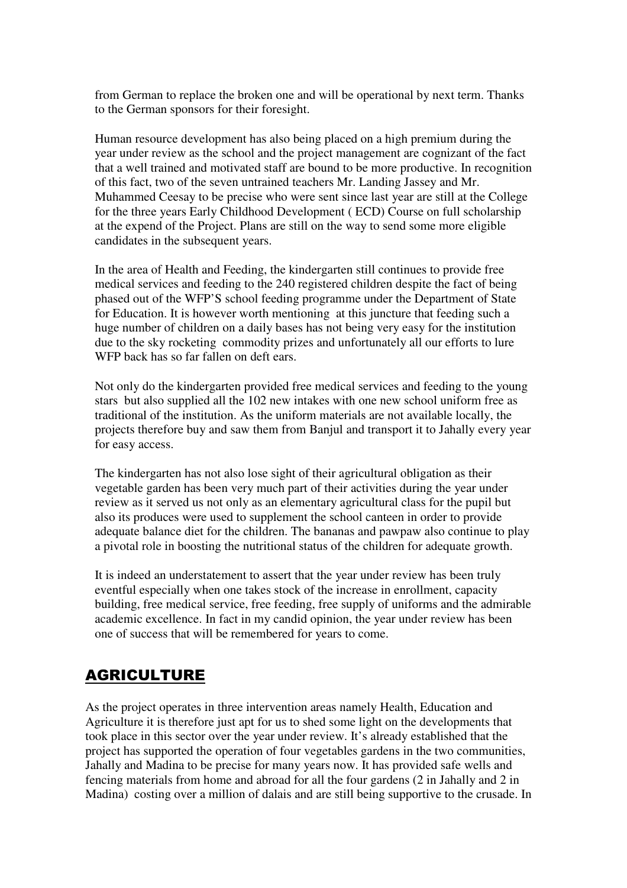from German to replace the broken one and will be operational by next term. Thanks to the German sponsors for their foresight.

Human resource development has also being placed on a high premium during the year under review as the school and the project management are cognizant of the fact that a well trained and motivated staff are bound to be more productive. In recognition of this fact, two of the seven untrained teachers Mr. Landing Jassey and Mr. Muhammed Ceesay to be precise who were sent since last year are still at the College for the three years Early Childhood Development ( ECD) Course on full scholarship at the expend of the Project. Plans are still on the way to send some more eligible candidates in the subsequent years.

In the area of Health and Feeding, the kindergarten still continues to provide free medical services and feeding to the 240 registered children despite the fact of being phased out of the WFP'S school feeding programme under the Department of State for Education. It is however worth mentioning at this juncture that feeding such a huge number of children on a daily bases has not being very easy for the institution due to the sky rocketing commodity prizes and unfortunately all our efforts to lure WFP back has so far fallen on deft ears.

Not only do the kindergarten provided free medical services and feeding to the young stars but also supplied all the 102 new intakes with one new school uniform free as traditional of the institution. As the uniform materials are not available locally, the projects therefore buy and saw them from Banjul and transport it to Jahally every year for easy access.

The kindergarten has not also lose sight of their agricultural obligation as their vegetable garden has been very much part of their activities during the year under review as it served us not only as an elementary agricultural class for the pupil but also its produces were used to supplement the school canteen in order to provide adequate balance diet for the children. The bananas and pawpaw also continue to play a pivotal role in boosting the nutritional status of the children for adequate growth.

It is indeed an understatement to assert that the year under review has been truly eventful especially when one takes stock of the increase in enrollment, capacity building, free medical service, free feeding, free supply of uniforms and the admirable academic excellence. In fact in my candid opinion, the year under review has been one of success that will be remembered for years to come.

## AGRICULTURE

As the project operates in three intervention areas namely Health, Education and Agriculture it is therefore just apt for us to shed some light on the developments that took place in this sector over the year under review. It's already established that the project has supported the operation of four vegetables gardens in the two communities, Jahally and Madina to be precise for many years now. It has provided safe wells and fencing materials from home and abroad for all the four gardens (2 in Jahally and 2 in Madina) costing over a million of dalais and are still being supportive to the crusade. In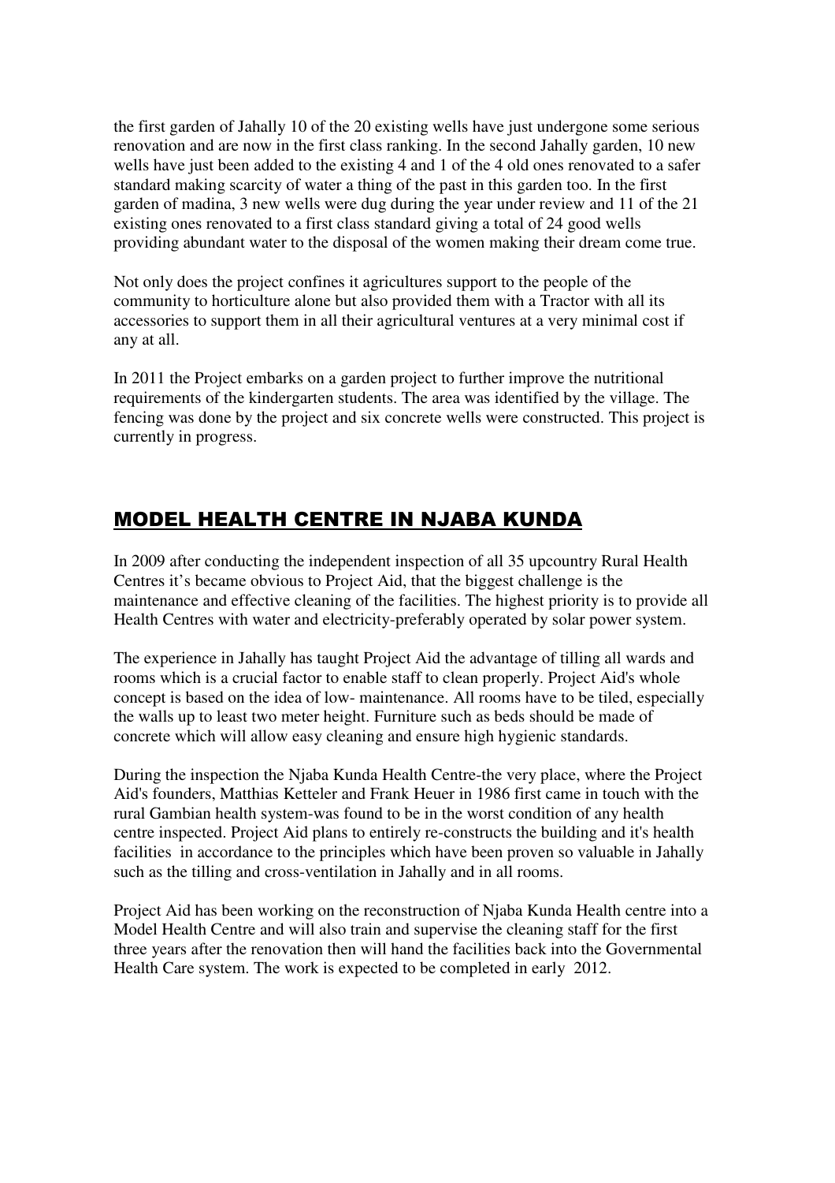the first garden of Jahally 10 of the 20 existing wells have just undergone some serious renovation and are now in the first class ranking. In the second Jahally garden, 10 new wells have just been added to the existing 4 and 1 of the 4 old ones renovated to a safer standard making scarcity of water a thing of the past in this garden too. In the first garden of madina, 3 new wells were dug during the year under review and 11 of the 21 existing ones renovated to a first class standard giving a total of 24 good wells providing abundant water to the disposal of the women making their dream come true.

Not only does the project confines it agricultures support to the people of the community to horticulture alone but also provided them with a Tractor with all its accessories to support them in all their agricultural ventures at a very minimal cost if any at all.

In 2011 the Project embarks on a garden project to further improve the nutritional requirements of the kindergarten students. The area was identified by the village. The fencing was done by the project and six concrete wells were constructed. This project is currently in progress.

## MODEL HEALTH CENTRE IN NJABA KUNDA

In 2009 after conducting the independent inspection of all 35 upcountry Rural Health Centres it's became obvious to Project Aid, that the biggest challenge is the maintenance and effective cleaning of the facilities. The highest priority is to provide all Health Centres with water and electricity-preferably operated by solar power system.

The experience in Jahally has taught Project Aid the advantage of tilling all wards and rooms which is a crucial factor to enable staff to clean properly. Project Aid's whole concept is based on the idea of low- maintenance. All rooms have to be tiled, especially the walls up to least two meter height. Furniture such as beds should be made of concrete which will allow easy cleaning and ensure high hygienic standards.

During the inspection the Njaba Kunda Health Centre-the very place, where the Project Aid's founders, Matthias Ketteler and Frank Heuer in 1986 first came in touch with the rural Gambian health system-was found to be in the worst condition of any health centre inspected. Project Aid plans to entirely re-constructs the building and it's health facilities in accordance to the principles which have been proven so valuable in Jahally such as the tilling and cross-ventilation in Jahally and in all rooms.

Project Aid has been working on the reconstruction of Njaba Kunda Health centre into a Model Health Centre and will also train and supervise the cleaning staff for the first three years after the renovation then will hand the facilities back into the Governmental Health Care system. The work is expected to be completed in early 2012.